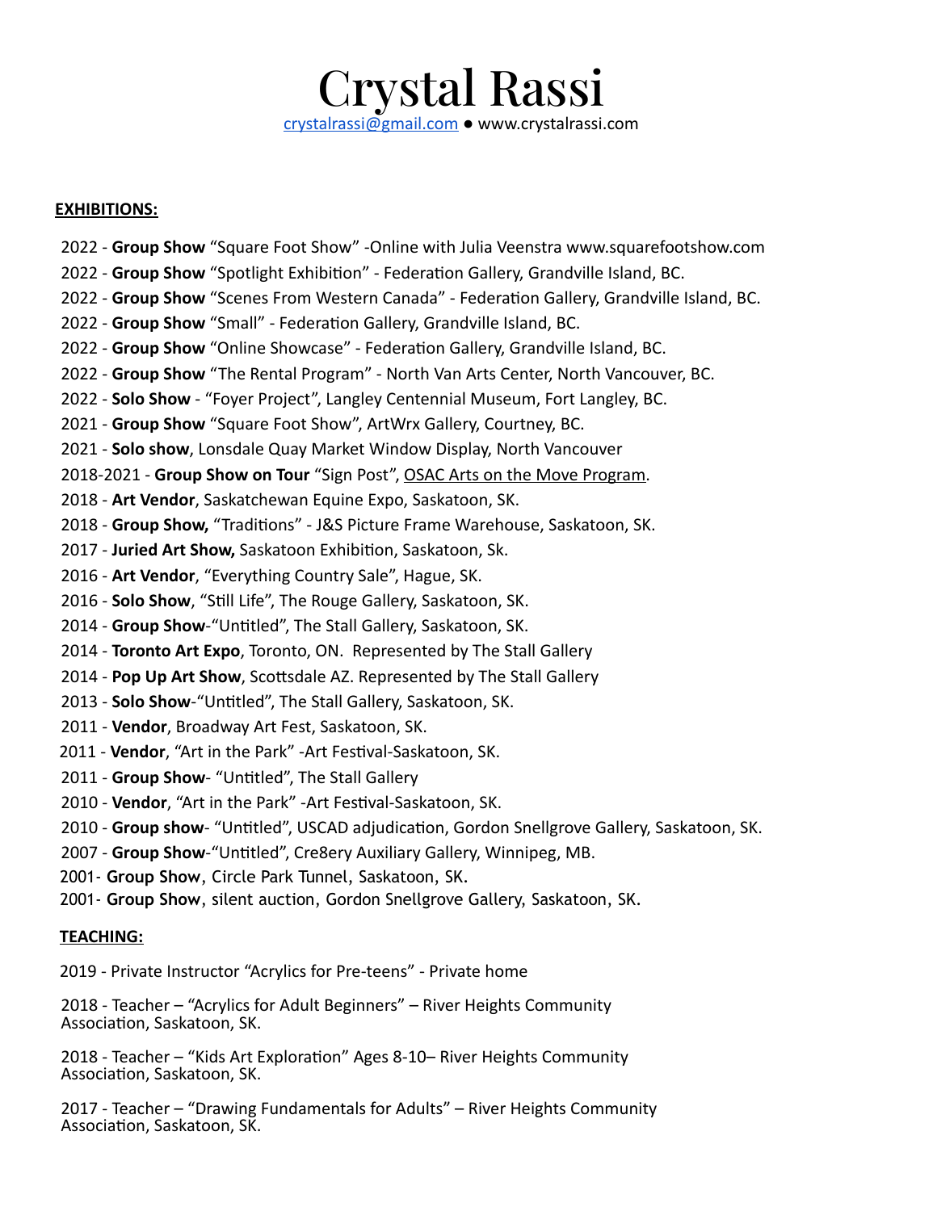# Crystal Rassi

crystalrassi@gmail.com ● www.crystalrassi.com

**EXHIBITIONS:**

2022 - **Group Show** “Square Foot Show” -Online with Julia Veenstra www.squarefootshow.com

2022 - **Group Show** “Spotlight Exhibition” - Federation Gallery, Grandville Island, BC.

2022 - **Group Show** “Scenes From Western Canada” - Federation Gallery, Grandville Island, BC.

2022 - **Group Show** “Small” - Federation Gallery, Grandville Island, BC.

2022 - **Group Show** “Online Showcase” - Federation Gallery, Grandville Island, BC.

2022 - **Group Show** “The Rental Program” - North Van Arts Center, North Vancouver, BC.

2022 - **Solo Show** - “Foyer Project”, Langley Centennial Museum, Fort Langley, BC.

2021 - **Group Show** “Square Foot Show”, ArtWrx Gallery, Courtney, BC.

2021 - **Solo show**, Lonsdale Quay Market Window Display, North Vancouver

2018-2021 - **Group Show on Tour** “Sign Post”, OSAC Arts on the Move Program.

2018 - **Art Vendor**, Saskatchewan Equine Expo, Saskatoon, SK.

2018 - **Group Show,** “Traditions” - J&S Picture Frame Warehouse, Saskatoon, SK.

2017 - **Juried Art Show,** Saskatoon Exhibition, Saskatoon, Sk.

2016 - **Art Vendor**, “Everything Country Sale”, Hague, SK.

2016 - **Solo Show**, “Still Life”, The Rouge Gallery, Saskatoon, SK.

2014 - **Group Show**-“Untitled”, The Stall Gallery, Saskatoon, SK.

2014 - **Toronto Art Expo**, Toronto, ON. Represented by The Stall Gallery

2014 - **Pop Up Art Show**, Scottsdale AZ. Represented by The Stall Gallery

2013 - **Solo Show**-“Untitled”, The Stall Gallery, Saskatoon, SK.

2011 - **Vendor**, Broadway Art Fest, Saskatoon, SK.

2011 - **Vendor**, “Art in the Park” -Art Festival-Saskatoon, SK.

2011 - **Group Show**- “Untitled”, The Stall Gallery

2010 - **Vendor**, “Art in the Park” -Art Festival-Saskatoon, SK.

2010 - **Group show**- “Untitled”, USCAD adjudication, Gordon Snellgrove Gallery, Saskatoon, SK.

2007 - **Group Show**-“Untitled”, Cre8ery Auxiliary Gallery, Winnipeg, MB.

2001- **Group Show**, Circle Park Tunnel, Saskatoon, SK.

2001- **Group Show**, silent auction, Gordon Snellgrove Gallery, Saskatoon, SK.

**TEACHING:**

2019 - Private Instructor “Acrylics for Pre-teens” - Private home

2018 - Teacher – “Acrylics for Adult Beginners” – River Heights Community Association, Saskatoon, SK.

2018 - Teacher – “Kids Art Exploration” Ages 8-10– River Heights Community Association, Saskatoon, SK.

2017 - Teacher – “Drawing Fundamentals for Adults” – River Heights Community Association, Saskatoon, SK.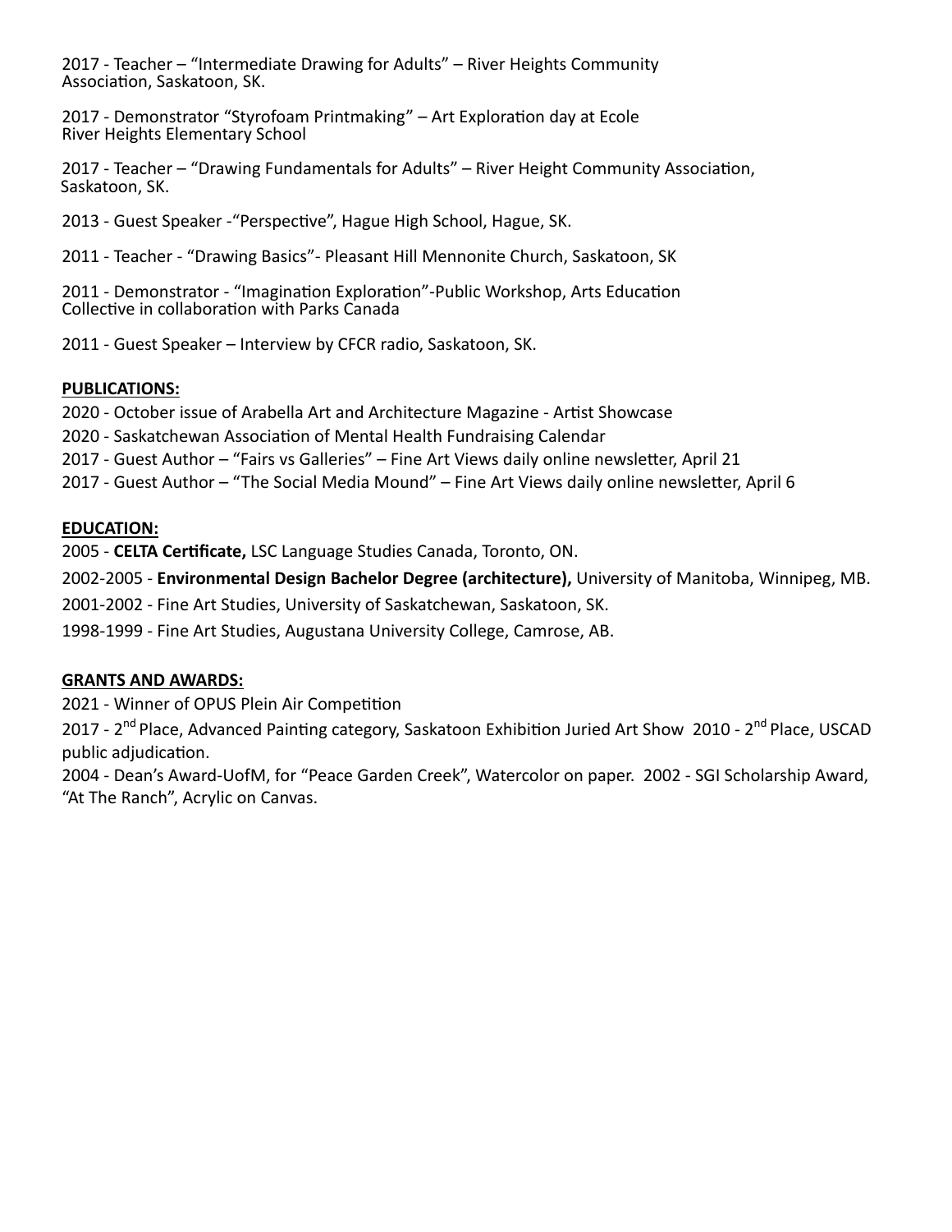2017 - Teacher – "Intermediate Drawing for Adults" – River Heights Community Association, Saskatoon, SK.

2017 - Demonstrator "Styrofoam Printmaking" – Art Exploration day at Ecole River Heights Elementary School

2017 - Teacher – "Drawing Fundamentals for Adults" – River Height Community Association, Saskatoon, SK.

2013 - Guest Speaker -"Perspective", Hague High School, Hague, SK.

2011 - Teacher - "Drawing Basics"- Pleasant Hill Mennonite Church, Saskatoon, SK

2011 - Demonstrator - "Imagination Exploration"-Public Workshop, Arts Education Collective in collaboration with Parks Canada

2011 - Guest Speaker – Interview by CFCR radio, Saskatoon, SK.

**PUBLICATIONS:**

2020 - October issue of Arabella Art and Architecture Magazine - Artist Showcase

2020 - Saskatchewan Association of Mental Health Fundraising Calendar

2017 - Guest Author – "Fairs vs Galleries" – Fine Art Views daily online newsletter, April 21

2017 - Guest Author – "The Social Media Mound" – Fine Art Views daily online newsletter, April 6

**EDUCATION:**

2005 - **CELTA Certificate,** LSC Language Studies Canada, Toronto, ON.

2002-2005 - **Environmental Design Bachelor Degree (architecture),** University of Manitoba, Winnipeg, MB.

2001-2002 - Fine Art Studies, University of Saskatchewan, Saskatoon, SK.

1998-1999 - Fine Art Studies, Augustana University College, Camrose, AB.

**GRANTS AND AWARDS:**

2021 - Winner of OPUS Plein Air Competition

2017 - 2nd Place, Advanced Painting category, Saskatoon Exhibition Juried Art Show 2010 - 2nd Place, USCAD public adjudication.

2004 - Dean's Award-UofM, for "Peace Garden Creek", Watercolor on paper. 2002 - SGI Scholarship Award, "At The Ranch", Acrylic on Canvas.